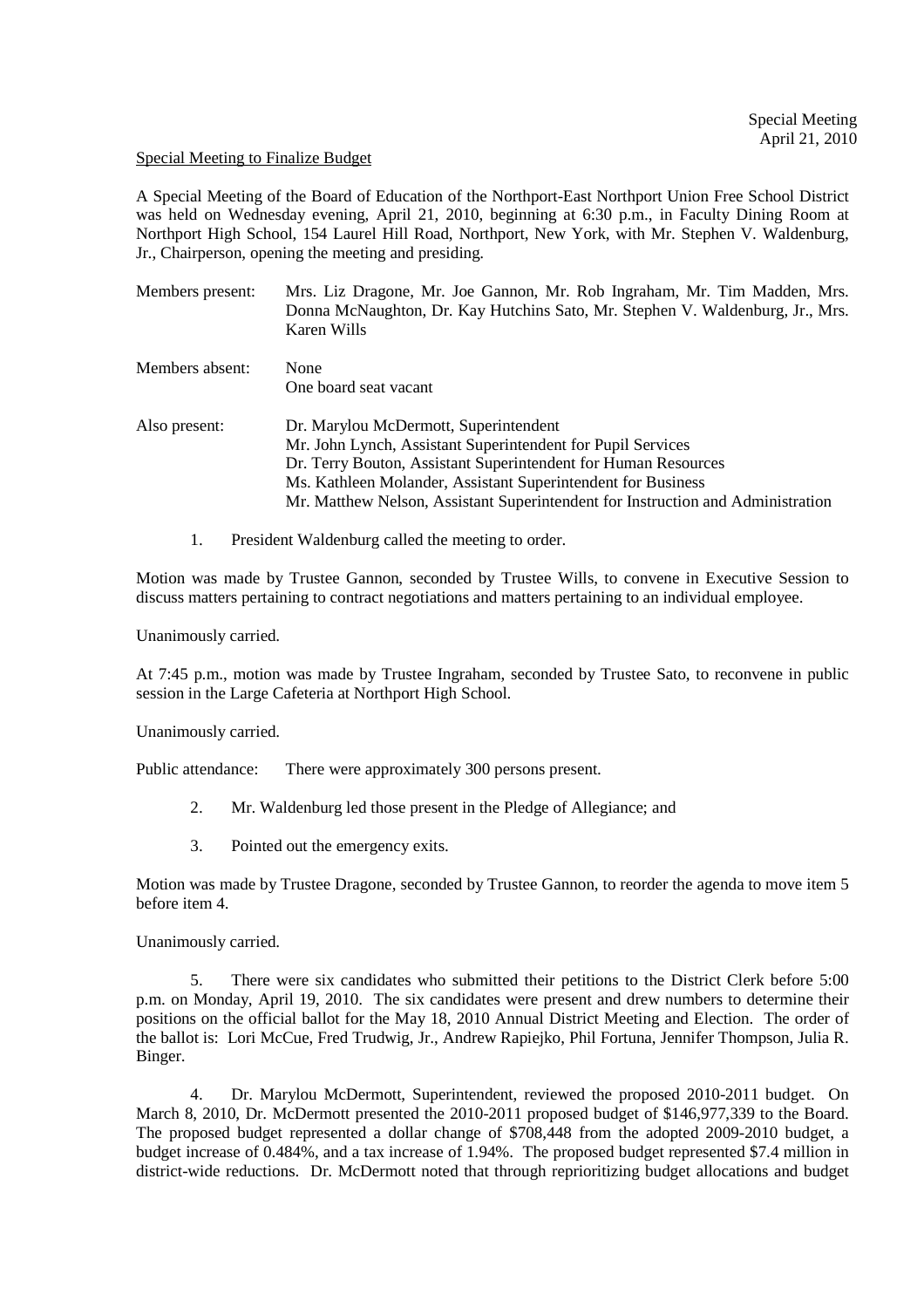Special Meeting
April 21, 2010

Special Meeting to Finalize Budget

A Special Meeting of the Board of Education of the Northport-East Northport Union Free School District was held on Wednesday evening, April 21, 2010, beginning at 6:30 p.m., in Faculty Dining Room at Northport High School, 154 Laurel Hill Road, Northport, New York, with Mr. Stephen V. Waldenburg, Jr., Chairperson, opening the meeting and presiding.

| | |
|---|---|
| Members present: | Mrs. Liz Dragone, Mr. Joe Gannon, Mr. Rob Ingraham, Mr. Tim Madden, Mrs. Donna McNaughton, Dr. Kay Hutchins Sato, Mr. Stephen V. Waldenburg, Jr., Mrs. Karen Wills |
| Members absent: | None<br>One board seat vacant |
| Also present: | Dr. Marylou McDermott, Superintendent<br>Mr. John Lynch, Assistant Superintendent for Pupil Services<br>Dr. Terry Bouton, Assistant Superintendent for Human Resources<br>Ms. Kathleen Molander, Assistant Superintendent for Business<br>Mr. Matthew Nelson, Assistant Superintendent for Instruction and Administration |

1. President Waldenburg called the meeting to order.

Motion was made by Trustee Gannon, seconded by Trustee Wills, to convene in Executive Session to discuss matters pertaining to contract negotiations and matters pertaining to an individual employee.

Unanimously carried.

At 7:45 p.m., motion was made by Trustee Ingraham, seconded by Trustee Sato, to reconvene in public session in the Large Cafeteria at Northport High School.

Unanimously carried.

Public attendance: There were approximately 300 persons present.

2. Mr. Waldenburg led those present in the Pledge of Allegiance; and

3. Pointed out the emergency exits.

Motion was made by Trustee Dragone, seconded by Trustee Gannon, to reorder the agenda to move item 5 before item 4.

Unanimously carried.

5. There were six candidates who submitted their petitions to the District Clerk before 5:00 p.m. on Monday, April 19, 2010. The six candidates were present and drew numbers to determine their positions on the official ballot for the May 18, 2010 Annual District Meeting and Election. The order of the ballot is: Lori McCue, Fred Trudwig, Jr., Andrew Rapiejko, Phil Fortuna, Jennifer Thompson, Julia R. Binger.

4. Dr. Marylou McDermott, Superintendent, reviewed the proposed 2010-2011 budget. On March 8, 2010, Dr. McDermott presented the 2010-2011 proposed budget of $146,977,339 to the Board. The proposed budget represented a dollar change of $708,448 from the adopted 2009-2010 budget, a budget increase of 0.484%, and a tax increase of 1.94%. The proposed budget represented $7.4 million in district-wide reductions. Dr. McDermott noted that through reprioritizing budget allocations and budget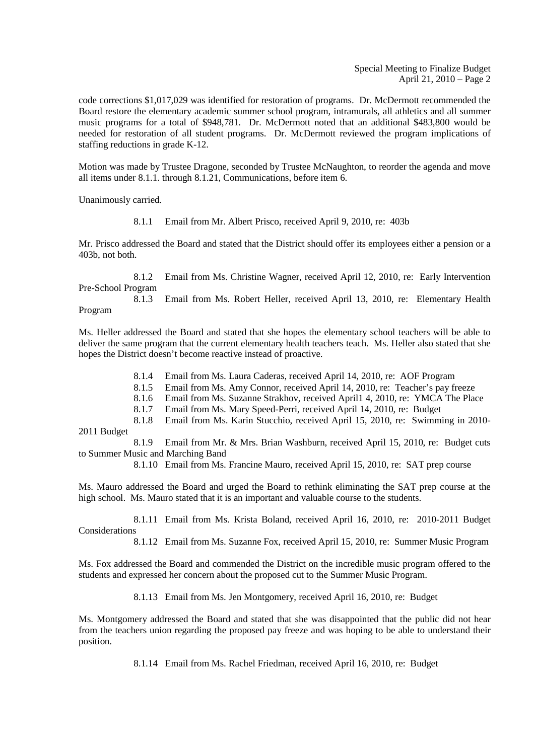code corrections $1,017,029 was identified for restoration of programs. Dr. McDermott recommended the Board restore the elementary academic summer school program, intramurals, all athletics and all summer music programs for a total of $948,781. Dr. McDermott noted that an additional $483,800 would be needed for restoration of all student programs. Dr. McDermott reviewed the program implications of staffing reductions in grade K-12.

Motion was made by Trustee Dragone, seconded by Trustee McNaughton, to reorder the agenda and move all items under 8.1.1. through 8.1.21, Communications, before item 6.

Unanimously carried.

8.1.1 Email from Mr. Albert Prisco, received April 9, 2010, re: 403b

Mr. Prisco addressed the Board and stated that the District should offer its employees either a pension or a 403b, not both.

8.1.2 Email from Ms. Christine Wagner, received April 12, 2010, re: Early Intervention Pre-School Program

8.1.3 Email from Ms. Robert Heller, received April 13, 2010, re: Elementary Health Program

Ms. Heller addressed the Board and stated that she hopes the elementary school teachers will be able to deliver the same program that the current elementary health teachers teach. Ms. Heller also stated that she hopes the District doesn't become reactive instead of proactive.

8.1.4 Email from Ms. Laura Caderas, received April 14, 2010, re: AOF Program

8.1.5 Email from Ms. Amy Connor, received April 14, 2010, re: Teacher's pay freeze

8.1.6 Email from Ms. Suzanne Strakhov, received April1 4, 2010, re: YMCA The Place

8.1.7 Email from Ms. Mary Speed-Perri, received April 14, 2010, re: Budget

8.1.8 Email from Ms. Karin Stucchio, received April 15, 2010, re: Swimming in 2010-2011 Budget

8.1.9 Email from Mr. & Mrs. Brian Washburn, received April 15, 2010, re: Budget cuts to Summer Music and Marching Band

8.1.10 Email from Ms. Francine Mauro, received April 15, 2010, re: SAT prep course

Ms. Mauro addressed the Board and urged the Board to rethink eliminating the SAT prep course at the high school. Ms. Mauro stated that it is an important and valuable course to the students.

8.1.11 Email from Ms. Krista Boland, received April 16, 2010, re: 2010-2011 Budget Considerations

8.1.12 Email from Ms. Suzanne Fox, received April 15, 2010, re: Summer Music Program

Ms. Fox addressed the Board and commended the District on the incredible music program offered to the students and expressed her concern about the proposed cut to the Summer Music Program.

8.1.13 Email from Ms. Jen Montgomery, received April 16, 2010, re: Budget

Ms. Montgomery addressed the Board and stated that she was disappointed that the public did not hear from the teachers union regarding the proposed pay freeze and was hoping to be able to understand their position.

8.1.14 Email from Ms. Rachel Friedman, received April 16, 2010, re: Budget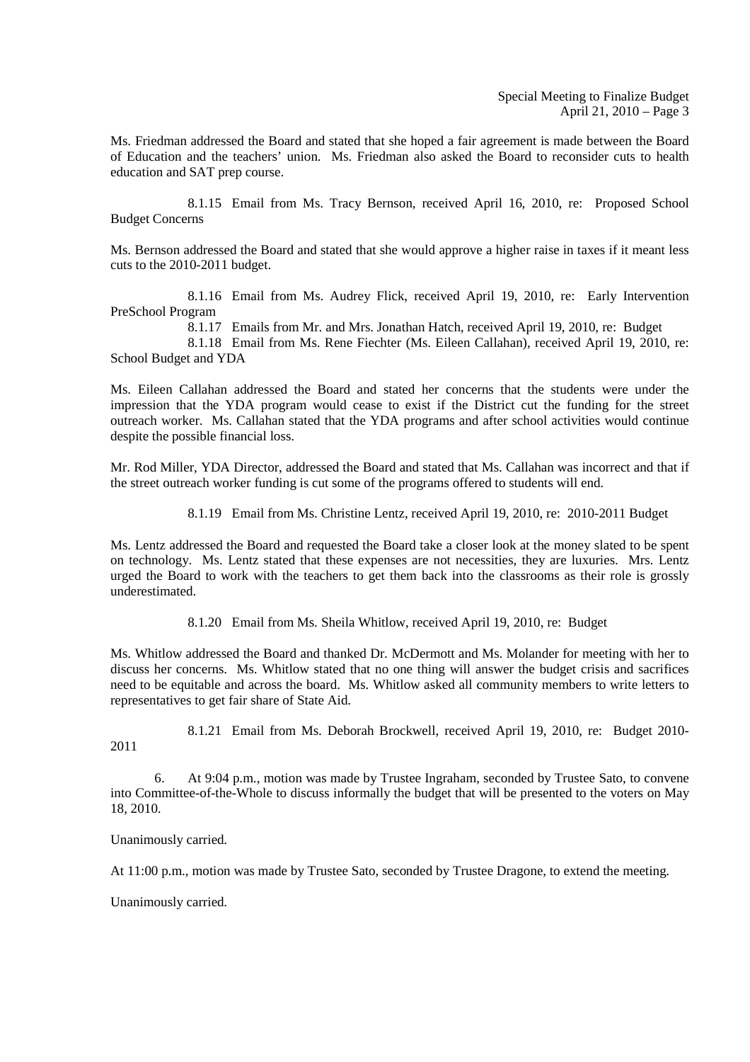Ms. Friedman addressed the Board and stated that she hoped a fair agreement is made between the Board of Education and the teachers' union. Ms. Friedman also asked the Board to reconsider cuts to health education and SAT prep course.

8.1.15 Email from Ms. Tracy Bernson, received April 16, 2010, re: Proposed School Budget Concerns

Ms. Bernson addressed the Board and stated that she would approve a higher raise in taxes if it meant less cuts to the 2010-2011 budget.

8.1.16 Email from Ms. Audrey Flick, received April 19, 2010, re: Early Intervention PreSchool Program

8.1.17 Emails from Mr. and Mrs. Jonathan Hatch, received April 19, 2010, re: Budget

8.1.18 Email from Ms. Rene Fiechter (Ms. Eileen Callahan), received April 19, 2010, re: School Budget and YDA

Ms. Eileen Callahan addressed the Board and stated her concerns that the students were under the impression that the YDA program would cease to exist if the District cut the funding for the street outreach worker. Ms. Callahan stated that the YDA programs and after school activities would continue despite the possible financial loss.

Mr. Rod Miller, YDA Director, addressed the Board and stated that Ms. Callahan was incorrect and that if the street outreach worker funding is cut some of the programs offered to students will end.

8.1.19 Email from Ms. Christine Lentz, received April 19, 2010, re: 2010-2011 Budget

Ms. Lentz addressed the Board and requested the Board take a closer look at the money slated to be spent on technology. Ms. Lentz stated that these expenses are not necessities, they are luxuries. Mrs. Lentz urged the Board to work with the teachers to get them back into the classrooms as their role is grossly underestimated.

8.1.20 Email from Ms. Sheila Whitlow, received April 19, 2010, re: Budget

Ms. Whitlow addressed the Board and thanked Dr. McDermott and Ms. Molander for meeting with her to discuss her concerns. Ms. Whitlow stated that no one thing will answer the budget crisis and sacrifices need to be equitable and across the board. Ms. Whitlow asked all community members to write letters to representatives to get fair share of State Aid.

8.1.21 Email from Ms. Deborah Brockwell, received April 19, 2010, re: Budget 2010-2011

6. At 9:04 p.m., motion was made by Trustee Ingraham, seconded by Trustee Sato, to convene into Committee-of-the-Whole to discuss informally the budget that will be presented to the voters on May 18, 2010.

Unanimously carried.

At 11:00 p.m., motion was made by Trustee Sato, seconded by Trustee Dragone, to extend the meeting.

Unanimously carried.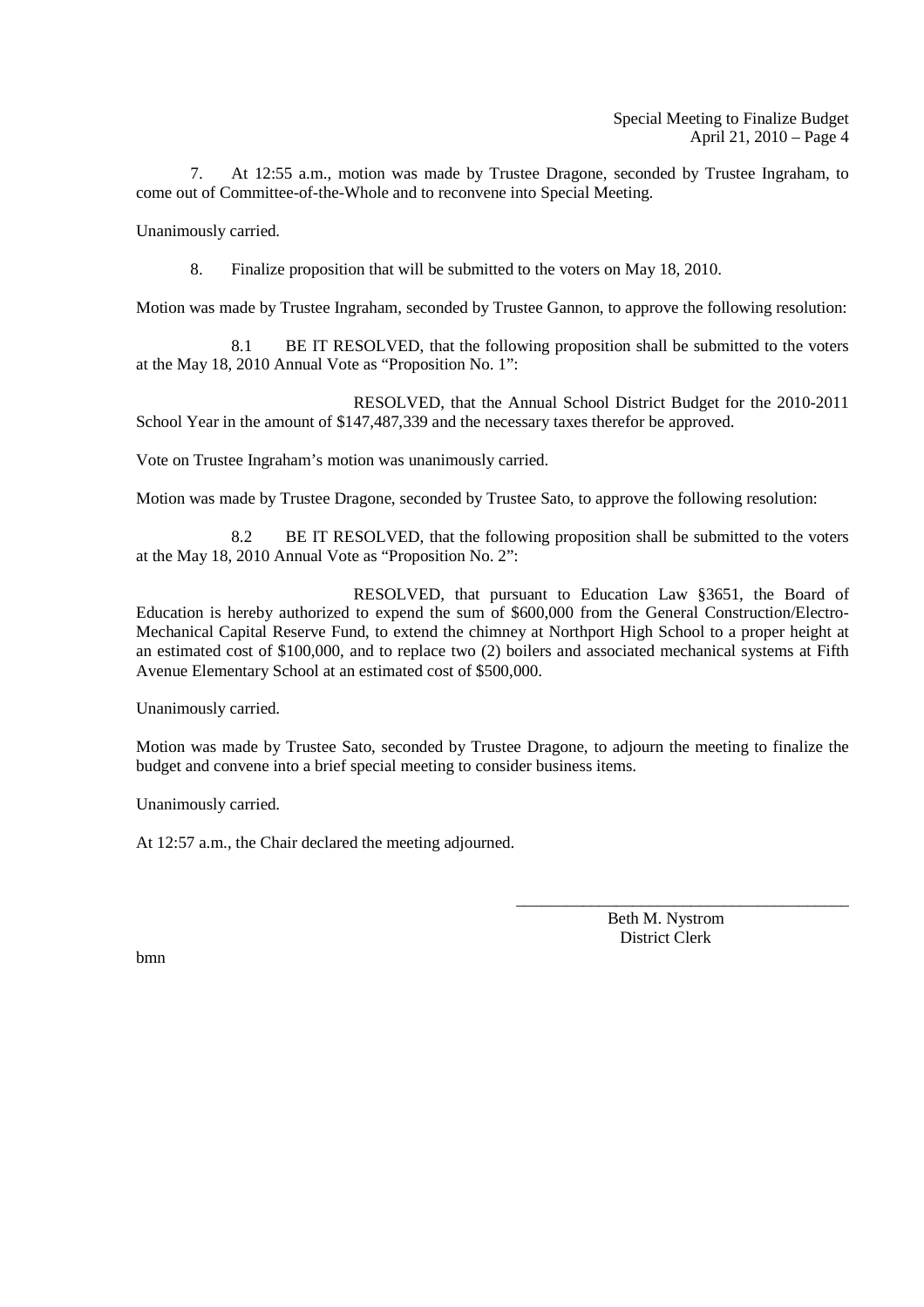7. At 12:55 a.m., motion was made by Trustee Dragone, seconded by Trustee Ingraham, to come out of Committee-of-the-Whole and to reconvene into Special Meeting.

Unanimously carried.

8. Finalize proposition that will be submitted to the voters on May 18, 2010.

Motion was made by Trustee Ingraham, seconded by Trustee Gannon, to approve the following resolution:

8.1 BE IT RESOLVED, that the following proposition shall be submitted to the voters at the May 18, 2010 Annual Vote as "Proposition No. 1":

RESOLVED, that the Annual School District Budget for the 2010-2011 School Year in the amount of $147,487,339 and the necessary taxes therefor be approved.

Vote on Trustee Ingraham's motion was unanimously carried.

Motion was made by Trustee Dragone, seconded by Trustee Sato, to approve the following resolution:

8.2 BE IT RESOLVED, that the following proposition shall be submitted to the voters at the May 18, 2010 Annual Vote as "Proposition No. 2":

RESOLVED, that pursuant to Education Law §3651, the Board of Education is hereby authorized to expend the sum of $600,000 from the General Construction/Electro-Mechanical Capital Reserve Fund, to extend the chimney at Northport High School to a proper height at an estimated cost of $100,000, and to replace two (2) boilers and associated mechanical systems at Fifth Avenue Elementary School at an estimated cost of $500,000.

Unanimously carried.

Motion was made by Trustee Sato, seconded by Trustee Dragone, to adjourn the meeting to finalize the budget and convene into a brief special meeting to consider business items.

Unanimously carried.

At 12:57 a.m., the Chair declared the meeting adjourned.

\_\_\_\_\_\_\_\_\_\_\_\_\_\_\_\_\_\_\_\_\_\_\_\_\_\_\_\_\_\_\_\_\_\_\_\_\_\_\_\_

Beth M. Nystrom
District Clerk

bmn